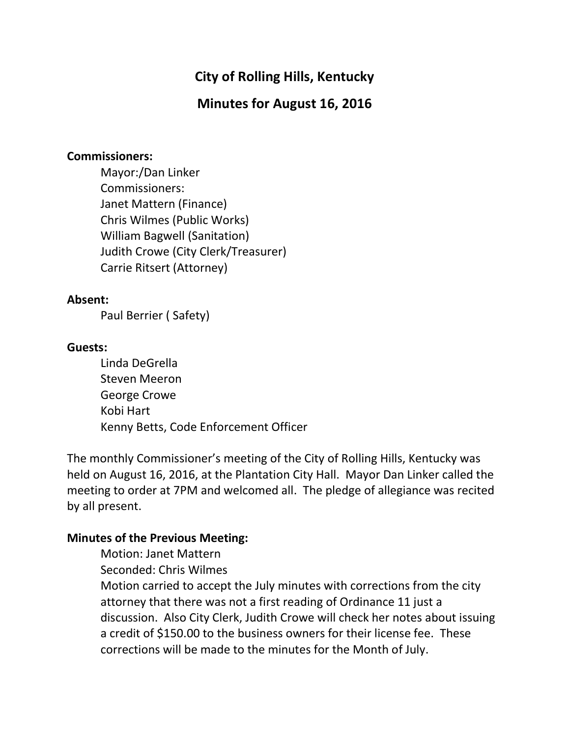# City of Rolling Hills, Kentucky

## Minutes for August 16, 2016

**Commissioners:**

Mayor:/Dan Linker
Commissioners:
Janet Mattern (Finance)
Chris Wilmes (Public Works)
William Bagwell (Sanitation)
Judith Crowe (City Clerk/Treasurer)
Carrie Ritsert (Attorney)

**Absent:**

Paul Berrier ( Safety)

**Guests:**

Linda DeGrella
Steven Meeron
George Crowe
Kobi Hart
Kenny Betts, Code Enforcement Officer

The monthly Commissioner's meeting of the City of Rolling Hills, Kentucky was held on August 16, 2016, at the Plantation City Hall. Mayor Dan Linker called the meeting to order at 7PM and welcomed all. The pledge of allegiance was recited by all present.

**Minutes of the Previous Meeting:**

Motion: Janet Mattern
Seconded: Chris Wilmes
Motion carried to accept the July minutes with corrections from the city attorney that there was not a first reading of Ordinance 11 just a discussion. Also City Clerk, Judith Crowe will check her notes about issuing a credit of $150.00 to the business owners for their license fee. These corrections will be made to the minutes for the Month of July.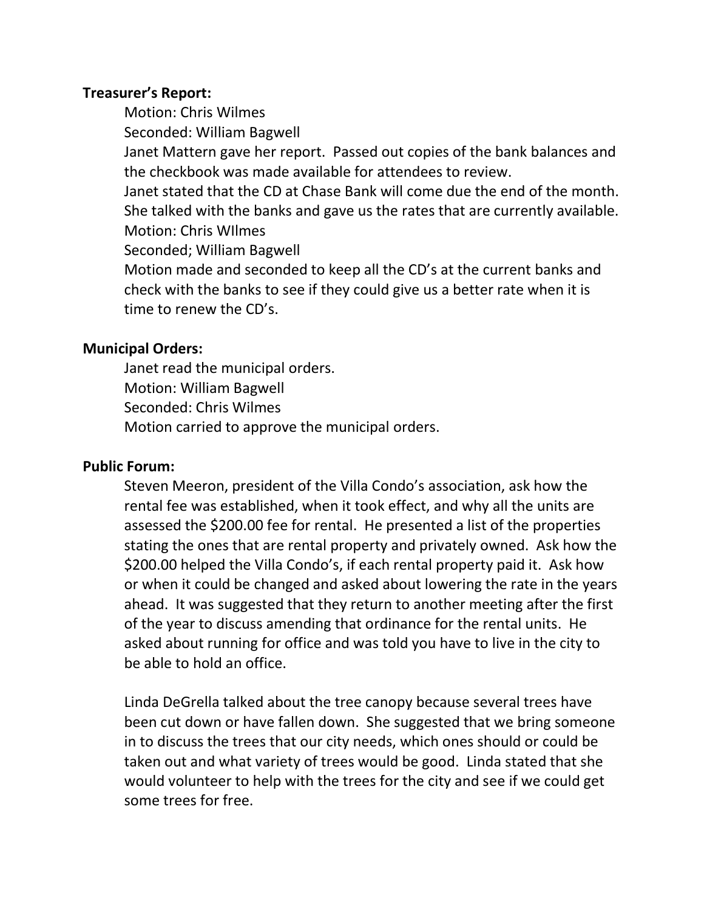**Treasurer's Report:**

Motion: Chris Wilmes
Seconded: William Bagwell
Janet Mattern gave her report. Passed out copies of the bank balances and the checkbook was made available for attendees to review.
Janet stated that the CD at Chase Bank will come due the end of the month. She talked with the banks and gave us the rates that are currently available.
Motion: Chris WIlmes
Seconded; William Bagwell
Motion made and seconded to keep all the CD's at the current banks and check with the banks to see if they could give us a better rate when it is time to renew the CD's.

**Municipal Orders:**

Janet read the municipal orders.
Motion: William Bagwell
Seconded: Chris Wilmes
Motion carried to approve the municipal orders.

**Public Forum:**

Steven Meeron, president of the Villa Condo's association, ask how the rental fee was established, when it took effect, and why all the units are assessed the $200.00 fee for rental. He presented a list of the properties stating the ones that are rental property and privately owned. Ask how the $200.00 helped the Villa Condo's, if each rental property paid it. Ask how or when it could be changed and asked about lowering the rate in the years ahead. It was suggested that they return to another meeting after the first of the year to discuss amending that ordinance for the rental units. He asked about running for office and was told you have to live in the city to be able to hold an office.

Linda DeGrella talked about the tree canopy because several trees have been cut down or have fallen down. She suggested that we bring someone in to discuss the trees that our city needs, which ones should or could be taken out and what variety of trees would be good. Linda stated that she would volunteer to help with the trees for the city and see if we could get some trees for free.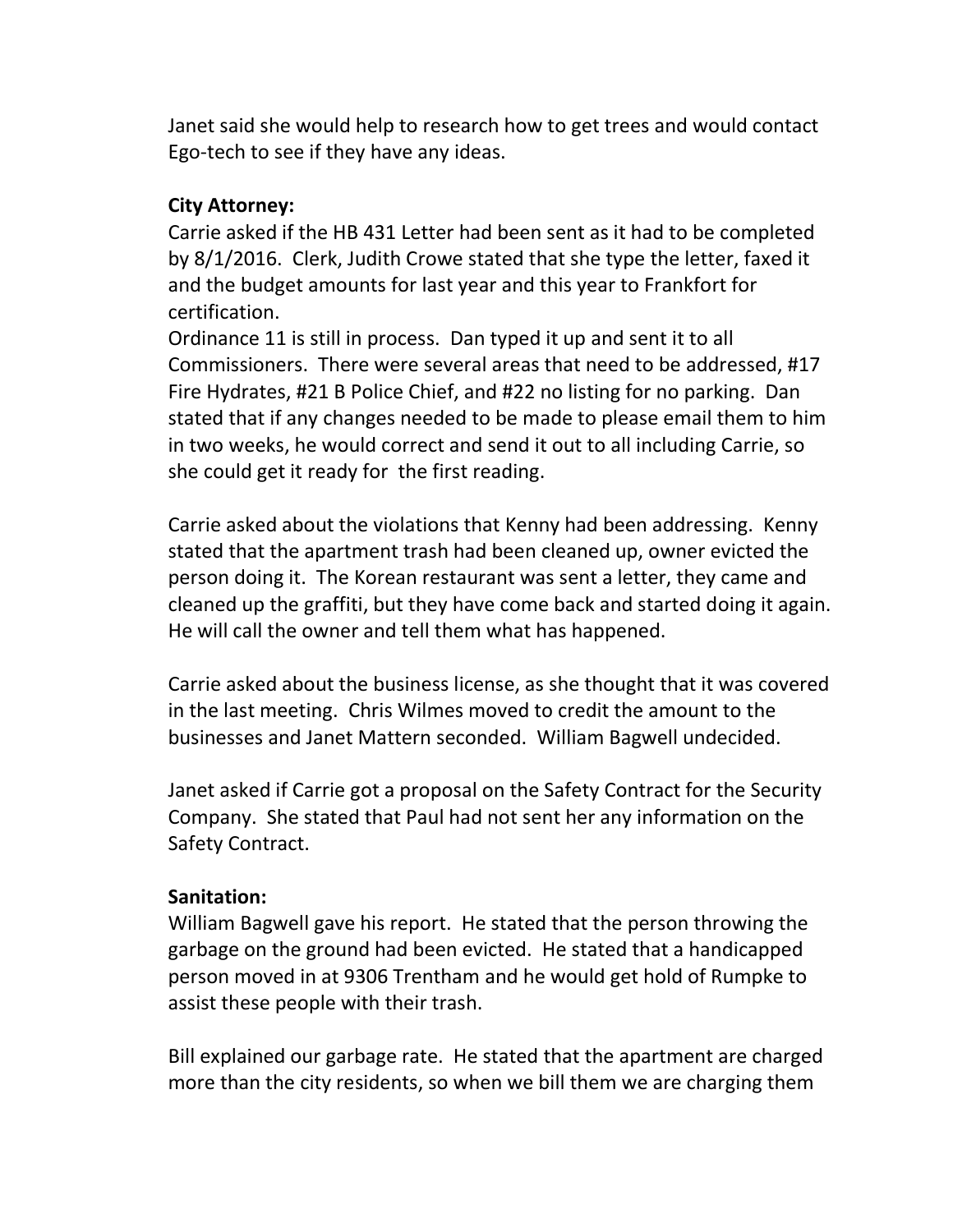Janet said she would help to research how to get trees and would contact Ego-tech to see if they have any ideas.

**City Attorney:**
Carrie asked if the HB 431 Letter had been sent as it had to be completed by 8/1/2016. Clerk, Judith Crowe stated that she type the letter, faxed it and the budget amounts for last year and this year to Frankfort for certification.
Ordinance 11 is still in process. Dan typed it up and sent it to all Commissioners. There were several areas that need to be addressed, #17 Fire Hydrates, #21 B Police Chief, and #22 no listing for no parking. Dan stated that if any changes needed to be made to please email them to him in two weeks, he would correct and send it out to all including Carrie, so she could get it ready for the first reading.

Carrie asked about the violations that Kenny had been addressing. Kenny stated that the apartment trash had been cleaned up, owner evicted the person doing it. The Korean restaurant was sent a letter, they came and cleaned up the graffiti, but they have come back and started doing it again. He will call the owner and tell them what has happened.

Carrie asked about the business license, as she thought that it was covered in the last meeting. Chris Wilmes moved to credit the amount to the businesses and Janet Mattern seconded. William Bagwell undecided.

Janet asked if Carrie got a proposal on the Safety Contract for the Security Company. She stated that Paul had not sent her any information on the Safety Contract.

**Sanitation:**
William Bagwell gave his report. He stated that the person throwing the garbage on the ground had been evicted. He stated that a handicapped person moved in at 9306 Trentham and he would get hold of Rumpke to assist these people with their trash.

Bill explained our garbage rate. He stated that the apartment are charged more than the city residents, so when we bill them we are charging them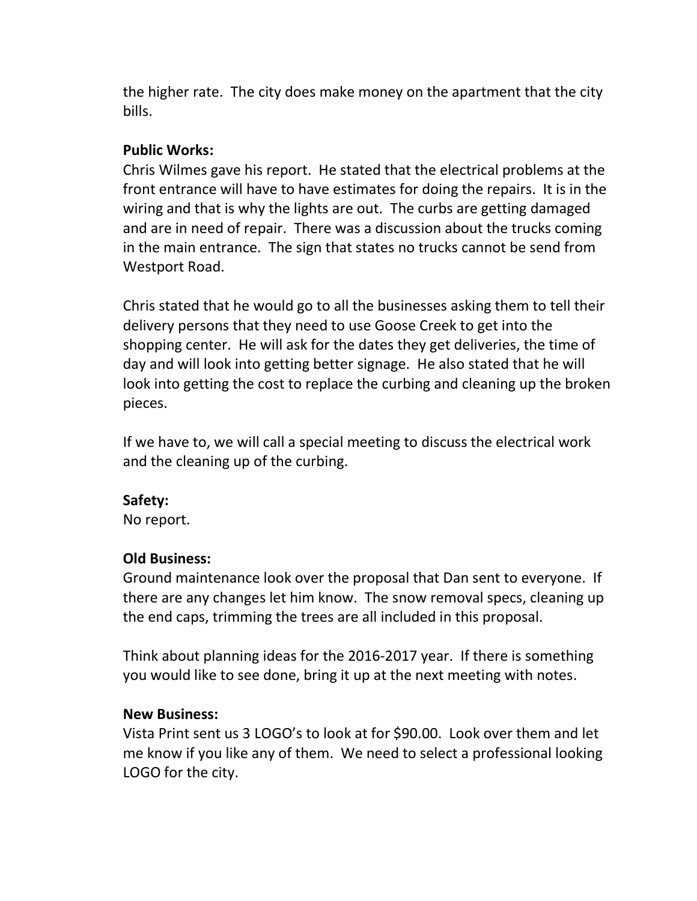the higher rate. The city does make money on the apartment that the city bills.

**Public Works:**
Chris Wilmes gave his report. He stated that the electrical problems at the front entrance will have to have estimates for doing the repairs. It is in the wiring and that is why the lights are out. The curbs are getting damaged and are in need of repair. There was a discussion about the trucks coming in the main entrance. The sign that states no trucks cannot be send from Westport Road.

Chris stated that he would go to all the businesses asking them to tell their delivery persons that they need to use Goose Creek to get into the shopping center. He will ask for the dates they get deliveries, the time of day and will look into getting better signage. He also stated that he will look into getting the cost to replace the curbing and cleaning up the broken pieces.

If we have to, we will call a special meeting to discuss the electrical work and the cleaning up of the curbing.

**Safety:**
No report.

**Old Business:**
Ground maintenance look over the proposal that Dan sent to everyone. If there are any changes let him know. The snow removal specs, cleaning up the end caps, trimming the trees are all included in this proposal.

Think about planning ideas for the 2016-2017 year. If there is something you would like to see done, bring it up at the next meeting with notes.

**New Business:**
Vista Print sent us 3 LOGO's to look at for $90.00. Look over them and let me know if you like any of them. We need to select a professional looking LOGO for the city.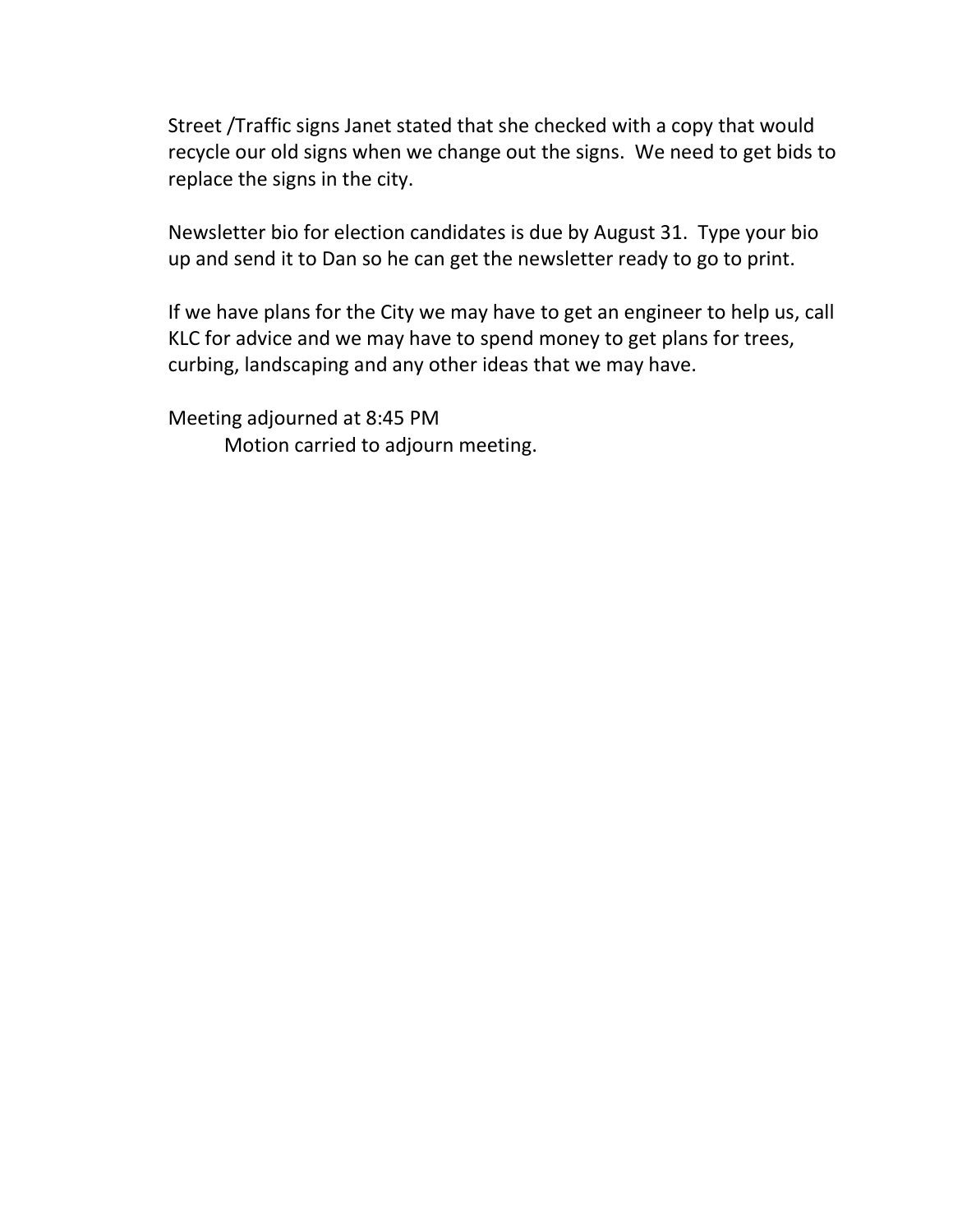Street /Traffic signs Janet stated that she checked with a copy that would recycle our old signs when we change out the signs.  We need to get bids to replace the signs in the city.

Newsletter bio for election candidates is due by August 31.  Type your bio up and send it to Dan so he can get the newsletter ready to go to print.

If we have plans for the City we may have to get an engineer to help us, call KLC for advice and we may have to spend money to get plans for trees, curbing, landscaping and any other ideas that we may have.

Meeting adjourned at 8:45 PM

Motion carried to adjourn meeting.